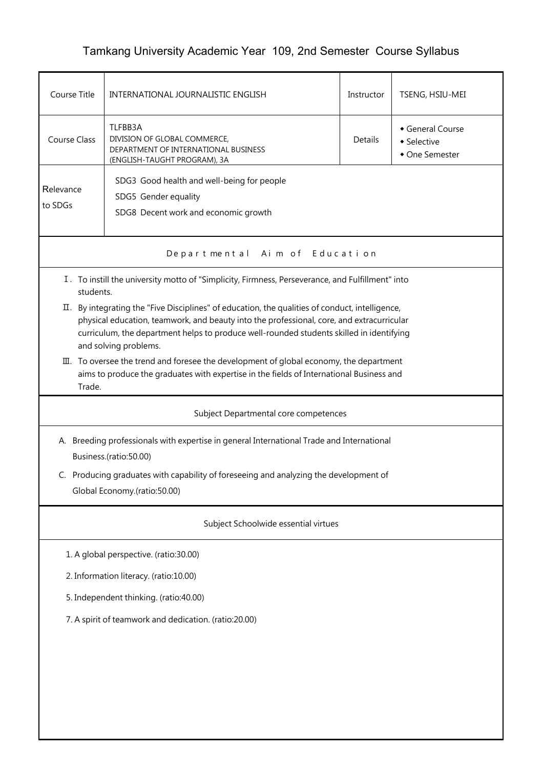# Tamkang University Academic Year 109, 2nd Semester Course Syllabus

| Course Title | INTERNATIONAL JOURNALISTIC ENGLISH | Instructor | TSENG, HSIU-MEI |
|---|---|---|---|
| Course Class | TLFBB3A<br>DIVISION OF GLOBAL COMMERCE, DEPARTMENT OF INTERNATIONAL BUSINESS (ENGLISH-TAUGHT PROGRAM), 3A | Details | ◆ General Course<br>◆ Selective<br>◆ One Semester |
| Relevance to SDGs | SDG3 Good health and well-being for people<br>SDG5 Gender equality<br>SDG8 Decent work and economic growth | | |

## Departmental Aim of Education

Ⅰ. To instill the university motto of "Simplicity, Firmness, Perseverance, and Fulfillment" into students.

Ⅱ. By integrating the "Five Disciplines" of education, the qualities of conduct, intelligence, physical education, teamwork, and beauty into the professional, core, and extracurricular curriculum, the department helps to produce well-rounded students skilled in identifying and solving problems.

Ⅲ. To oversee the trend and foresee the development of global economy, the department aims to produce the graduates with expertise in the fields of International Business and Trade.

## Subject Departmental core competences

A. Breeding professionals with expertise in general International Trade and International Business.(ratio:50.00)

C. Producing graduates with capability of foreseeing and analyzing the development of Global Economy.(ratio:50.00)

## Subject Schoolwide essential virtues

1. A global perspective. (ratio:30.00)
2. Information literacy. (ratio:10.00)
5. Independent thinking. (ratio:40.00)
7. A spirit of teamwork and dedication. (ratio:20.00)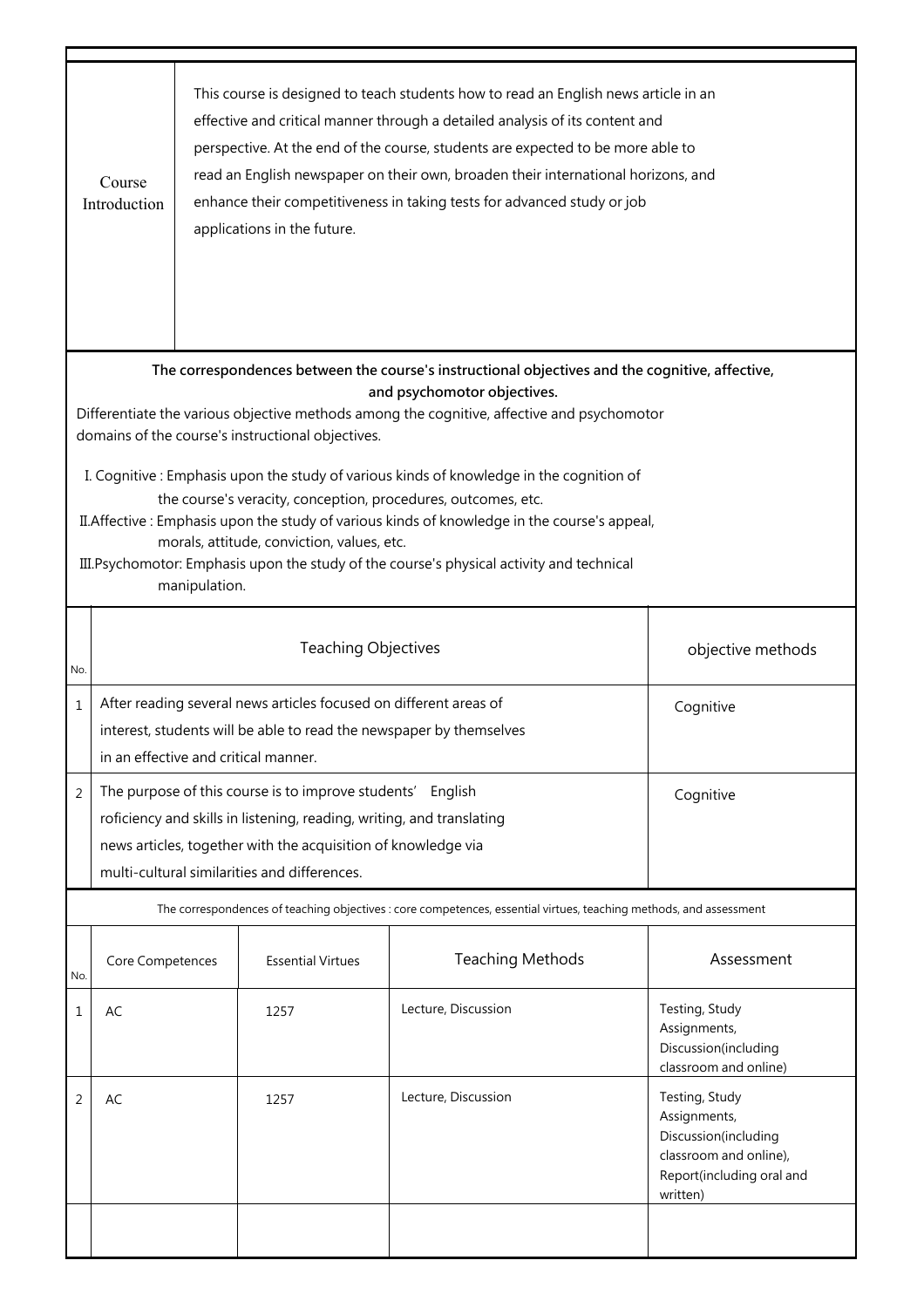| Course Introduction | This course is designed to teach students how to read an English news article in an effective and critical manner through a detailed analysis of its content and perspective. At the end of the course, students are expected to be more able to read an English newspaper on their own, broaden their international horizons, and enhance their competitiveness in taking tests for advanced study or job applications in the future. |
|---|---|

**The correspondences between the course's instructional objectives and the cognitive, affective, and psychomotor objectives.**

Differentiate the various objective methods among the cognitive, affective and psychomotor domains of the course's instructional objectives.

I. Cognitive : Emphasis upon the study of various kinds of knowledge in the cognition of the course's veracity, conception, procedures, outcomes, etc.

II. Affective : Emphasis upon the study of various kinds of knowledge in the course's appeal, morals, attitude, conviction, values, etc.

III. Psychomotor: Emphasis upon the study of the course's physical activity and technical manipulation.

| No. | Teaching Objectives | objective methods |
|---|---|---|
| 1 | After reading several news articles focused on different areas of interest, students will be able to read the newspaper by themselves in an effective and critical manner. | Cognitive |
| 2 | The purpose of this course is to improve students' English roficiency and skills in listening, reading, writing, and translating news articles, together with the acquisition of knowledge via multi-cultural similarities and differences. | Cognitive |

The correspondences of teaching objectives : core competences, essential virtues, teaching methods, and assessment

| No. | Core Competences | Essential Virtues | Teaching Methods | Assessment |
|---|---|---|---|---|
| 1 | AC | 1257 | Lecture, Discussion | Testing, Study Assignments, Discussion(including classroom and online) |
| 2 | AC | 1257 | Lecture, Discussion | Testing, Study Assignments, Discussion(including classroom and online), Report(including oral and written) |
| | | | | |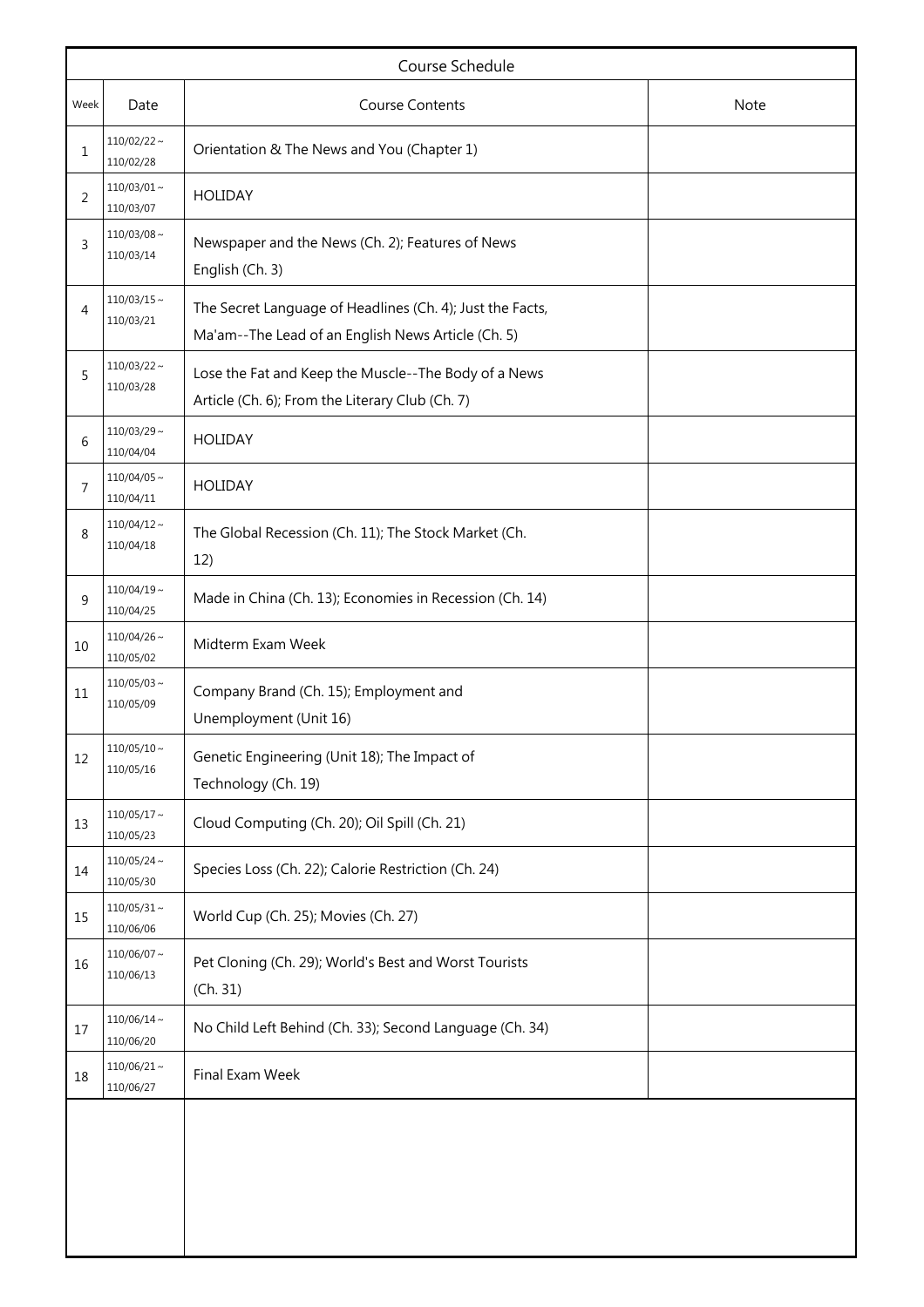| Course Schedule | | | |
|---|---|---|---|
| Week | Date | Course Contents | Note |
| 1 | 110/02/22 ~ 110/02/28 | Orientation & The News and You (Chapter 1) | |
| 2 | 110/03/01 ~ 110/03/07 | HOLIDAY | |
| 3 | 110/03/08 ~ 110/03/14 | Newspaper and the News (Ch. 2); Features of News English (Ch. 3) | |
| 4 | 110/03/15 ~ 110/03/21 | The Secret Language of Headlines (Ch. 4); Just the Facts, Ma'am--The Lead of an English News Article (Ch. 5) | |
| 5 | 110/03/22 ~ 110/03/28 | Lose the Fat and Keep the Muscle--The Body of a News Article (Ch. 6); From the Literary Club (Ch. 7) | |
| 6 | 110/03/29 ~ 110/04/04 | HOLIDAY | |
| 7 | 110/04/05 ~ 110/04/11 | HOLIDAY | |
| 8 | 110/04/12 ~ 110/04/18 | The Global Recession (Ch. 11); The Stock Market (Ch. 12) | |
| 9 | 110/04/19 ~ 110/04/25 | Made in China (Ch. 13); Economies in Recession (Ch. 14) | |
| 10 | 110/04/26 ~ 110/05/02 | Midterm Exam Week | |
| 11 | 110/05/03 ~ 110/05/09 | Company Brand (Ch. 15); Employment and Unemployment (Unit 16) | |
| 12 | 110/05/10 ~ 110/05/16 | Genetic Engineering (Unit 18); The Impact of Technology (Ch. 19) | |
| 13 | 110/05/17 ~ 110/05/23 | Cloud Computing (Ch. 20); Oil Spill (Ch. 21) | |
| 14 | 110/05/24 ~ 110/05/30 | Species Loss (Ch. 22); Calorie Restriction (Ch. 24) | |
| 15 | 110/05/31 ~ 110/06/06 | World Cup (Ch. 25); Movies (Ch. 27) | |
| 16 | 110/06/07 ~ 110/06/13 | Pet Cloning (Ch. 29); World's Best and Worst Tourists (Ch. 31) | |
| 17 | 110/06/14 ~ 110/06/20 | No Child Left Behind (Ch. 33); Second Language (Ch. 34) | |
| 18 | 110/06/21 ~ 110/06/27 | Final Exam Week | |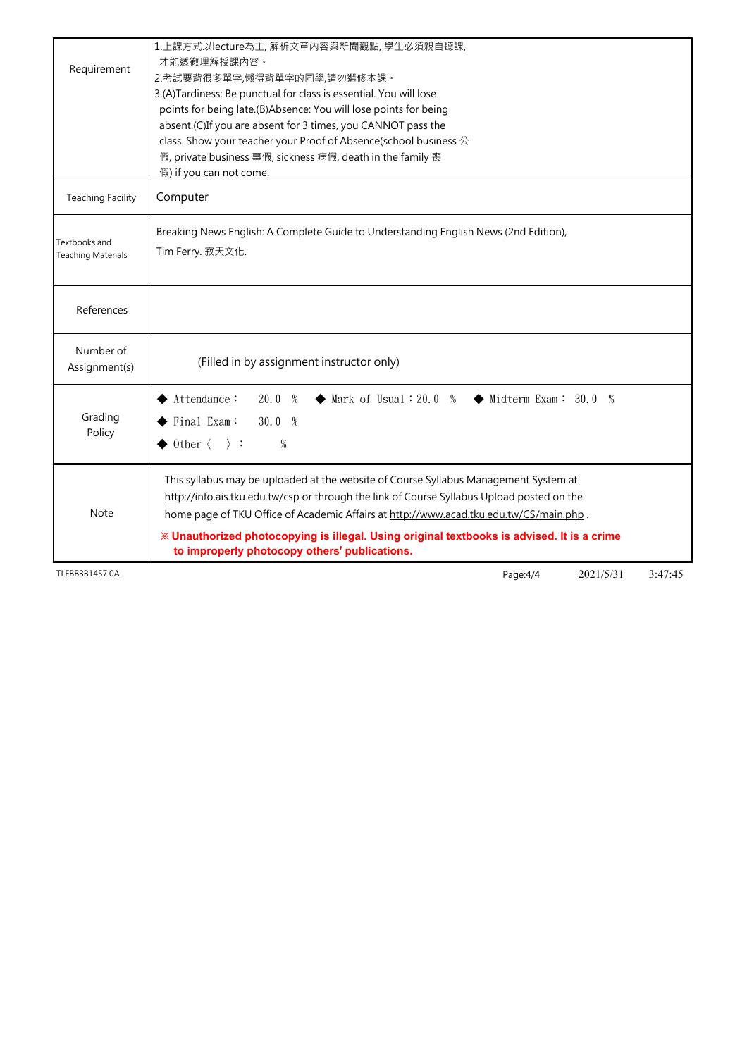| | |
|---|---|
| Requirement | 1.上課方式以lecture為主, 解析文章內容與新聞觀點, 學生必須親自聽課, 才能透徹理解授課內容。<br>2.考試要背很多單字,懶得背單字的同學,請勿選修本課。<br>3.(A)Tardiness: Be punctual for class is essential. You will lose points for being late.(B)Absence: You will lose points for being absent.(C)If you are absent for 3 times, you CANNOT pass the class. Show your teacher your Proof of Absence(school business 公假, private business 事假, sickness 病假, death in the family 喪假) if you can not come. |
| Teaching Facility | Computer |
| Textbooks and Teaching Materials | Breaking News English: A Complete Guide to Understanding English News (2nd Edition), Tim Ferry. 寂天文化. |
| References | |
| Number of Assignment(s) | (Filled in by assignment instructor only) |
| Grading Policy | ◆ Attendance： 20.0 % ◆ Mark of Usual：20.0 % ◆ Midterm Exam： 30.0 %<br>◆ Final Exam： 30.0 %<br>◆ Other〈 〉： % |
| Note | This syllabus may be uploaded at the website of Course Syllabus Management System at http://info.ais.tku.edu.tw/csp or through the link of Course Syllabus Upload posted on the home page of TKU Office of Academic Affairs at http://www.acad.tku.edu.tw/CS/main.php .<br>**※ Unauthorized photocopying is illegal. Using original textbooks is advised. It is a crime to improperly photocopy others' publications.** |

TLFBB3B1457 0A